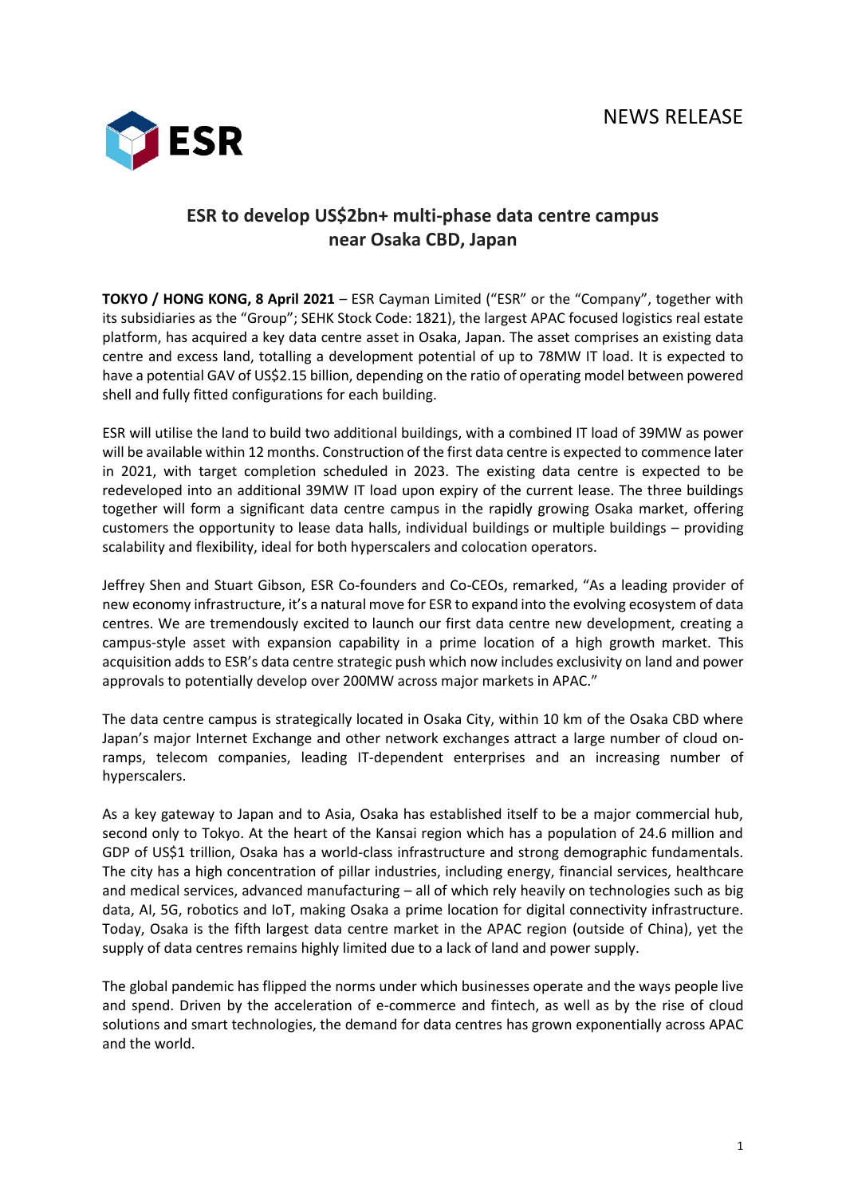NEWS RELEASE

# ESR to develop US$2bn+ multi-phase data centre campus near Osaka CBD, Japan

**TOKYO / HONG KONG, 8 April 2021** – ESR Cayman Limited ("ESR" or the "Company", together with its subsidiaries as the "Group"; SEHK Stock Code: 1821), the largest APAC focused logistics real estate platform, has acquired a key data centre asset in Osaka, Japan. The asset comprises an existing data centre and excess land, totalling a development potential of up to 78MW IT load. It is expected to have a potential GAV of US$2.15 billion, depending on the ratio of operating model between powered shell and fully fitted configurations for each building.

ESR will utilise the land to build two additional buildings, with a combined IT load of 39MW as power will be available within 12 months. Construction of the first data centre is expected to commence later in 2021, with target completion scheduled in 2023. The existing data centre is expected to be redeveloped into an additional 39MW IT load upon expiry of the current lease. The three buildings together will form a significant data centre campus in the rapidly growing Osaka market, offering customers the opportunity to lease data halls, individual buildings or multiple buildings – providing scalability and flexibility, ideal for both hyperscalers and colocation operators.

Jeffrey Shen and Stuart Gibson, ESR Co-founders and Co-CEOs, remarked, "As a leading provider of new economy infrastructure, it's a natural move for ESR to expand into the evolving ecosystem of data centres. We are tremendously excited to launch our first data centre new development, creating a campus-style asset with expansion capability in a prime location of a high growth market. This acquisition adds to ESR's data centre strategic push which now includes exclusivity on land and power approvals to potentially develop over 200MW across major markets in APAC."

The data centre campus is strategically located in Osaka City, within 10 km of the Osaka CBD where Japan's major Internet Exchange and other network exchanges attract a large number of cloud on-ramps, telecom companies, leading IT-dependent enterprises and an increasing number of hyperscalers.

As a key gateway to Japan and to Asia, Osaka has established itself to be a major commercial hub, second only to Tokyo. At the heart of the Kansai region which has a population of 24.6 million and GDP of US$1 trillion, Osaka has a world-class infrastructure and strong demographic fundamentals. The city has a high concentration of pillar industries, including energy, financial services, healthcare and medical services, advanced manufacturing – all of which rely heavily on technologies such as big data, AI, 5G, robotics and IoT, making Osaka a prime location for digital connectivity infrastructure. Today, Osaka is the fifth largest data centre market in the APAC region (outside of China), yet the supply of data centres remains highly limited due to a lack of land and power supply.

The global pandemic has flipped the norms under which businesses operate and the ways people live and spend. Driven by the acceleration of e-commerce and fintech, as well as by the rise of cloud solutions and smart technologies, the demand for data centres has grown exponentially across APAC and the world.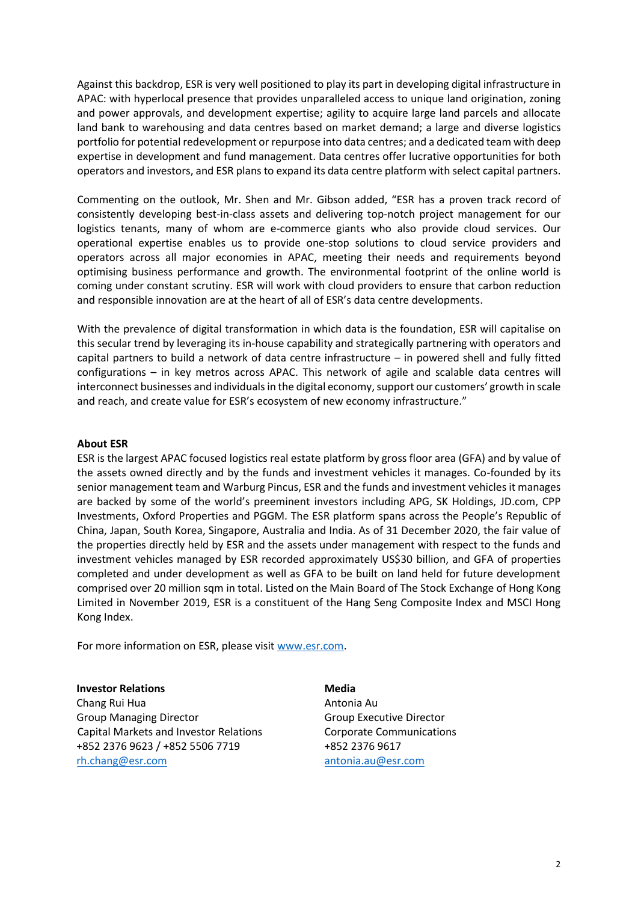Against this backdrop, ESR is very well positioned to play its part in developing digital infrastructure in APAC: with hyperlocal presence that provides unparalleled access to unique land origination, zoning and power approvals, and development expertise; agility to acquire large land parcels and allocate land bank to warehousing and data centres based on market demand; a large and diverse logistics portfolio for potential redevelopment or repurpose into data centres; and a dedicated team with deep expertise in development and fund management. Data centres offer lucrative opportunities for both operators and investors, and ESR plans to expand its data centre platform with select capital partners.

Commenting on the outlook, Mr. Shen and Mr. Gibson added, "ESR has a proven track record of consistently developing best-in-class assets and delivering top-notch project management for our logistics tenants, many of whom are e-commerce giants who also provide cloud services. Our operational expertise enables us to provide one-stop solutions to cloud service providers and operators across all major economies in APAC, meeting their needs and requirements beyond optimising business performance and growth. The environmental footprint of the online world is coming under constant scrutiny. ESR will work with cloud providers to ensure that carbon reduction and responsible innovation are at the heart of all of ESR's data centre developments.

With the prevalence of digital transformation in which data is the foundation, ESR will capitalise on this secular trend by leveraging its in-house capability and strategically partnering with operators and capital partners to build a network of data centre infrastructure – in powered shell and fully fitted configurations – in key metros across APAC. This network of agile and scalable data centres will interconnect businesses and individuals in the digital economy, support our customers' growth in scale and reach, and create value for ESR's ecosystem of new economy infrastructure."

**About ESR**

ESR is the largest APAC focused logistics real estate platform by gross floor area (GFA) and by value of the assets owned directly and by the funds and investment vehicles it manages. Co-founded by its senior management team and Warburg Pincus, ESR and the funds and investment vehicles it manages are backed by some of the world's preeminent investors including APG, SK Holdings, JD.com, CPP Investments, Oxford Properties and PGGM. The ESR platform spans across the People's Republic of China, Japan, South Korea, Singapore, Australia and India. As of 31 December 2020, the fair value of the properties directly held by ESR and the assets under management with respect to the funds and investment vehicles managed by ESR recorded approximately US$30 billion, and GFA of properties completed and under development as well as GFA to be built on land held for future development comprised over 20 million sqm in total. Listed on the Main Board of The Stock Exchange of Hong Kong Limited in November 2019, ESR is a constituent of the Hang Seng Composite Index and MSCI Hong Kong Index.

For more information on ESR, please visit www.esr.com.

**Investor Relations**
Chang Rui Hua
Group Managing Director
Capital Markets and Investor Relations
+852 2376 9623 / +852 5506 7719
rh.chang@esr.com

**Media**
Antonia Au
Group Executive Director
Corporate Communications
+852 2376 9617
antonia.au@esr.com